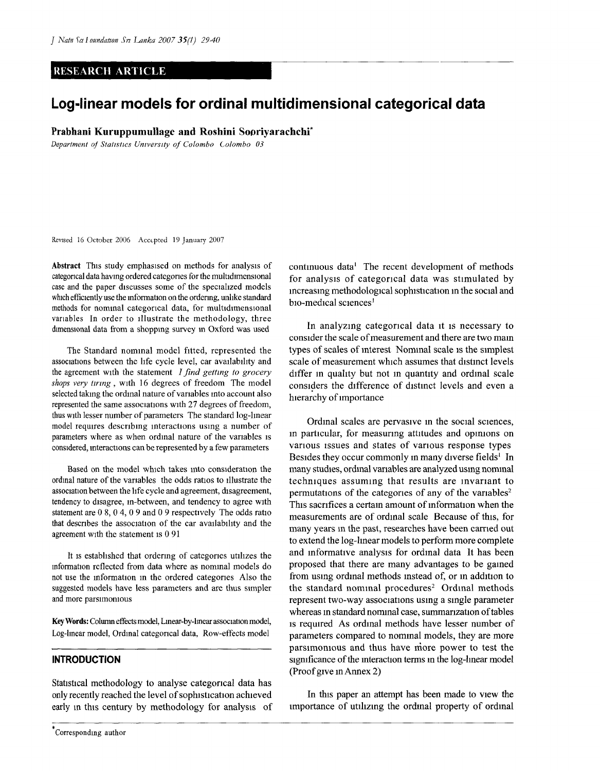RESEARCH ARTICLE

# Log-linear models for ordinal multidimensional categorical data

**Prabhani Kuruppumullage and Roshini Sooriyarachchi***

*Department of Statistics University of Colombo Colombo 03*

Revised 16 October 2006 Accepted 19 January 2007

**Abstract** This study emphasised on methods for analysis of categorical data having ordered categories for the multidimensional case and the paper discusses some of the specialized models which efficiently use the information on the ordering, unlike standard methods for nominal categorical data, for multidimensional variables In order to illustrate the methodology, three dimensional data from a shopping survey in Oxford was used

The Standard nominal model fitted, represented the associations between the life cycle level, car availability and the agreement with the statement *I find getting to grocery shops very tiring*, with 16 degrees of freedom The model selected taking the ordinal nature of variables into account also represented the same associations with 27 degrees of freedom, thus with lesser number of parameters The standard log-linear model requires describing interactions using a number of parameters where as when ordinal nature of the variables is considered, interactions can be represented by a few parameters

Based on the model which takes into consideration the ordinal nature of the variables the odds ratios to illustrate the association between the life cycle and agreement, disagreement, tendency to disagree, in-between, and tendency to agree with statement are 0 8, 0 4, 0 9 and 0 9 respectively The odds ratio that describes the association of the car availability and the agreement with the statement is 0 91

It is established that ordering of categories utilizes the information reflected from data where as nominal models do not use the information in the ordered categories Also the suggested models have less parameters and are thus simpler and more parsimonious

**Key Words:** Column effects model, Linear-by-linear association model, Log-linear model, Ordinal categorical data, Row-effects model

## INTRODUCTION

Statistical methodology to analyse categorical data has only recently reached the level of sophistication achieved early in this century by methodology for analysis of continuous data[1] The recent development of methods for analysis of categorical data was stimulated by increasing methodological sophistication in the social and bio-medical sciences[1]

In analyzing categorical data it is necessary to consider the scale of measurement and there are two main types of scales of interest Nominal scale is the simplest scale of measurement which assumes that distinct levels differ in quality but not in quantity and ordinal scale considers the difference of distinct levels and even a hierarchy of importance

Ordinal scales are pervasive in the social sciences, in particular, for measuring attitudes and opinions on various issues and states of various response types Besides they occur commonly in many diverse fields[1] In many studies, ordinal variables are analyzed using nominal techniques assuming that results are invariant to permutations of the categories of any of the variables[2] This sacrifices a certain amount of information when the measurements are of ordinal scale Because of this, for many years in the past, researches have been carried out to extend the log-linear models to perform more complete and informative analysis for ordinal data It has been proposed that there are many advantages to be gained from using ordinal methods instead of, or in addition to the standard nominal procedures[2] Ordinal methods represent two-way associations using a single parameter whereas in standard nominal case, summarization of tables is required As ordinal methods have lesser number of parameters compared to nominal models, they are more parsimonious and thus have more power to test the significance of the interaction terms in the log-linear model (Proof give in Annex 2)

In this paper an attempt has been made to view the importance of utilizing the ordinal property of ordinal

*Corresponding author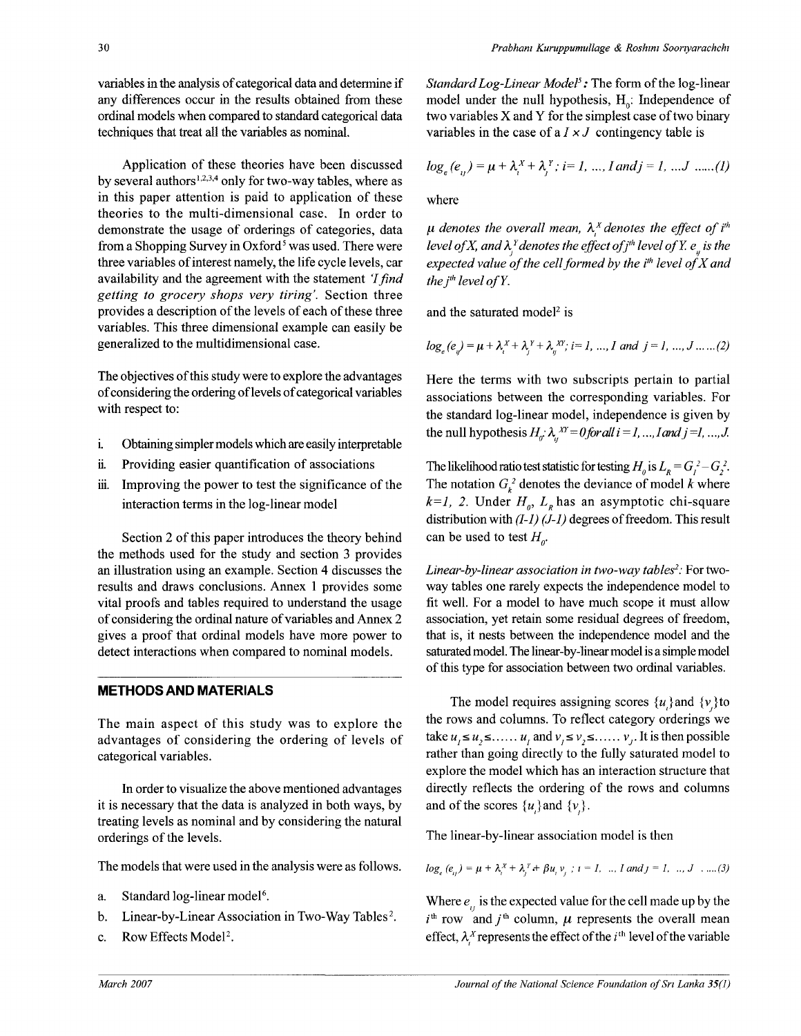variables in the analysis of categorical data and determine if any differences occur in the results obtained from these ordinal models when compared to standard categorical data techniques that treat all the variables as nominal.

Application of these theories have been discussed by several authors[1,2,3,4] only for two-way tables, where as in this paper attention is paid to application of these theories to the multi-dimensional case. In order to demonstrate the usage of orderings of categories, data from a Shopping Survey in Oxford[5] was used. There were three variables of interest namely, the life cycle levels, car availability and the agreement with the statement *'I find getting to grocery shops very tiring'*. Section three provides a description of the levels of each of these three variables. This three dimensional example can easily be generalized to the multidimensional case.

The objectives of this study were to explore the advantages of considering the ordering of levels of categorical variables with respect to:

i. Obtaining simpler models which are easily interpretable
ii. Providing easier quantification of associations
iii. Improving the power to test the significance of the interaction terms in the log-linear model

Section 2 of this paper introduces the theory behind the methods used for the study and section 3 provides an illustration using an example. Section 4 discusses the results and draws conclusions. Annex 1 provides some vital proofs and tables required to understand the usage of considering the ordinal nature of variables and Annex 2 gives a proof that ordinal models have more power to detect interactions when compared to nominal models.

## METHODS AND MATERIALS

The main aspect of this study was to explore the advantages of considering the ordering of levels of categorical variables.

In order to visualize the above mentioned advantages it is necessary that the data is analyzed in both ways, by treating levels as nominal and by considering the natural orderings of the levels.

The models that were used in the analysis were as follows.

a. Standard log-linear model[6].
b. Linear-by-Linear Association in Two-Way Tables[2].
c. Row Effects Model[2].

*Standard Log-Linear Model*[5]*:* The form of the log-linear model under the null hypothesis, $H_0$: Independence of two variables X and Y for the simplest case of two binary variables in the case of a $I \times J$ contingency table is

$$log_e(e_{ij}) = \mu + \lambda_i^X + \lambda_j^Y ; i = 1, ..., I \text{ and } j = 1, ...J \quad ......(1)$$

where

*$\mu$ denotes the overall mean, $\lambda_i^X$ denotes the effect of $i^{th}$ level of X, and $\lambda_j^Y$ denotes the effect of $j^{th}$ level of Y. $e_{ij}$ is the expected value of the cell formed by the $i^{th}$ level of X and the $j^{th}$ level of Y.*

and the saturated model[2] is

$$log_e(e_{ij}) = \mu + \lambda_i^X + \lambda_j^Y + \lambda_{ij}^{XY}; i = 1, ..., I \text{ and } j = 1, ..., J \quad ......(2)$$

Here the terms with two subscripts pertain to partial associations between the corresponding variables. For the standard log-linear model, independence is given by the null hypothesis $H_0$: $\lambda_{ij}^{XY} = 0$ *for all* $i = 1, ..., I$ *and* $j = 1, ..., J$.

The likelihood ratio test statistic for testing $H_0$ is $L_R = G_1^2 - G_2^2$. The notation $G_k^2$ denotes the deviance of model $k$ where $k=1, 2$. Under $H_0$, $L_R$ has an asymptotic chi-square distribution with $(I-1)(J-1)$ degrees of freedom. This result can be used to test $H_0$.

*Linear-by-linear association in two-way tables*[2]*:* For two-way tables one rarely expects the independence model to fit well. For a model to have much scope it must allow association, yet retain some residual degrees of freedom, that is, it nests between the independence model and the saturated model. The linear-by-linear model is a simple model of this type for association between two ordinal variables.

The model requires assigning scores $\{u_i\}$ and $\{v_j\}$ to the rows and columns. To reflect category orderings we take $u_1 \leq u_2 \leq ...... u_I$ and $v_1 \leq v_2 \leq ...... v_J$. It is then possible rather than going directly to the fully saturated model to explore the model which has an interaction structure that directly reflects the ordering of the rows and columns and of the scores $\{u_i\}$ and $\{v_j\}$.

The linear-by-linear association model is then

$$log_e(e_{ij}) = \mu + \lambda_i^X + \lambda_j^Y + \beta u_i v_j \; ; i = 1, ..., I \text{ and } j = 1, ..., J \quad .....(3)$$

Where $e_{ij}$ is the expected value for the cell made up by the $i^{th}$ row and $j^{th}$ column, $\mu$ represents the overall mean effect, $\lambda_i^X$ represents the effect of the $i^{th}$ level of the variable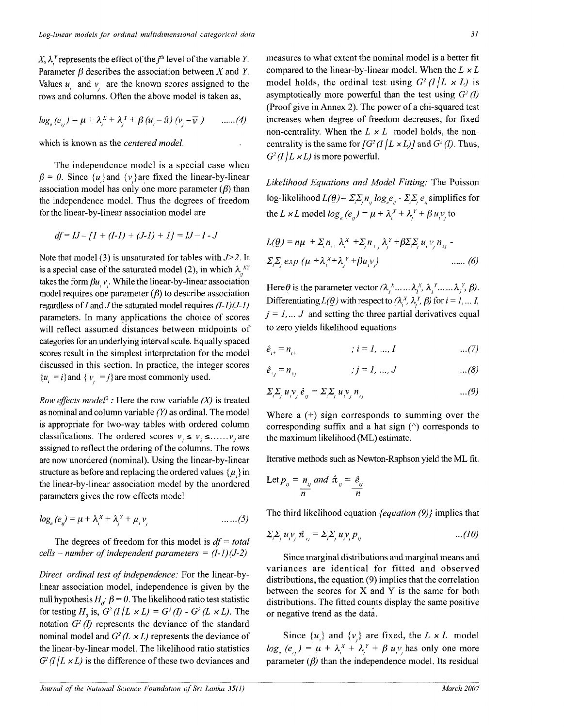$X$, $\lambda_j^Y$ represents the effect of the $j^{th}$ level of the variable $Y$. Parameter $\beta$ describes the association between $X$ and $Y$. Values $u_i$ and $v_j$ are the known scores assigned to the rows and columns. Often the above model is taken as,

$$log_e(e_{ij}) = \mu + \lambda_i^X + \lambda_j^Y + \beta(u_i - \bar{u})(v_j - \bar{v}) \quad \quad ......(4)$$

which is known as the *centered model.*

The independence model is a special case when $\beta = 0$. Since $\{u_i\}$ and $\{v_j\}$ are fixed the linear-by-linear association model has only one more parameter ($\beta$) than the independence model. Thus the degrees of freedom for the linear-by-linear association model are

$$df = IJ - [1 + (I\text{-}1) + (J\text{-}1) + 1] = IJ - I - J$$

Note that model (3) is unsaturated for tables with $J>2$. It is a special case of the saturated model (2), in which $\lambda_{ij}^{XY}$ takes the form $\beta u_i v_j$. While the linear-by-linear association model requires one parameter ($\beta$) to describe association regardless of $I$ and $J$ the saturated model requires $(I\text{-}1)(J\text{-}1)$ parameters. In many applications the choice of scores will reflect assumed distances between midpoints of categories for an underlying interval scale. Equally spaced scores result in the simplest interpretation for the model discussed in this section. In practice, the integer scores $\{u_i = i\}$ and $\{v_j = j\}$ are most commonly used.

*Row effects model*[2] *:* Here the row variable *(X)* is treated as nominal and column variable *(Y)* as ordinal. The model is appropriate for two-way tables with ordered column classifications. The ordered scores $v_1 \leq v_2 \leq ......v_J$ are assigned to reflect the ordering of the columns. The rows are now unordered (nominal). Using the linear-by-linear structure as before and replacing the ordered values $\{\mu_i\}$ in the linear-by-linear association model by the unordered parameters gives the row effects model

$$log_e(e_{ij}) = \mu + \lambda_i^X + \lambda_j^Y + \mu_i v_j \quad \quad ......(5)$$

The degrees of freedom for this model is *df = total cells – number of independent parameters* = $(I\text{-}1)(J\text{-}2)$

*Direct ordinal test of independence:* For the linear-by-linear association model, independence is given by the null hypothesis $H_0$: $\beta = 0$. The likelihood ratio test statistic for testing $H_0$ is, $G^2(I\,|L \times L) = G^2(I) - G^2(L \times L)$. The notation $G^2(I)$ represents the deviance of the standard nominal model and $G^2(L \times L)$ represents the deviance of the linear-by-linear model. The likelihood ratio statistics $G^2(I\,|L \times L)$ is the difference of these two deviances and measures to what extent the nominal model is a better fit compared to the linear-by-linear model. When the $L \times L$ model holds, the ordinal test using $G^2(I\,|L \times L)$ is asymptotically more powerful than the test using $G^2(I)$ (Proof give in Annex 2). The power of a chi-squared test increases when degree of freedom decreases, for fixed non-centrality. When the $L \times L$ model holds, the non-centrality is the same for $[G^2(I\,|L \times L)]$ and $G^2(I)$. Thus, $G^2(I\,|L \times L)$ is more powerful.

*Likelihood Equations and Model Fitting:* The Poisson log-likelihood $L(\underline{\theta}) = \Sigma_i\Sigma_j n_{ij} \log_e e_{ij} - \Sigma_i\Sigma_j e_{ij}$ simplifies for the $L \times L$ model $log_e(e_{ij}) = \mu + \lambda_i^X + \lambda_j^Y + \beta u_i v_j$ to

$$L(\underline{\theta}) = n\mu + \Sigma_i n_{i+}\lambda_i^X + \Sigma_j n_{+j}\lambda_j^Y + \beta\Sigma_i\Sigma_j u_i v_j n_{ij} - \Sigma_i\Sigma_j \exp(\mu + \lambda_i^X + \lambda_j^Y + \beta u_i v_j) \quad \quad ...... (6)$$

Here $\underline{\theta}$ is the parameter vector $(\lambda_1^X ......\lambda_I^X, \lambda_1^Y ......\lambda_J^Y, \beta)$. Differentiating $L(\underline{\theta})$ with respect to $(\lambda_i^X, \lambda_j^Y, \beta)$ for $i = 1,... I$, $j = 1,... J$ and setting the three partial derivatives equal to zero yields likelihood equations

$$\hat{e}_{i+} = n_{i+} \quad ; i = 1, ..., I \quad \quad ...(7)$$

$$\hat{e}_{+j} = n_{+j} \quad ; j = 1, ..., J \quad \quad ...(8)$$

$$\Sigma_i\Sigma_j u_i v_j \hat{e}_{ij} = \Sigma_i\Sigma_j u_i v_j n_{ij} \quad \quad ...(9)$$

Where a (+) sign corresponds to summing over the corresponding suffix and a hat sign (^) corresponds to the maximum likelihood (ML) estimate.

Iterative methods such as Newton-Raphson yield the ML fit.

Let $p_{ij} = \dfrac{n_{ij}}{n}$ and $\hat{\pi}_{ij} = \dfrac{\hat{e}_{ij}}{n}$

The third likelihood equation *{equation (9)}* implies that

$$\Sigma_i\Sigma_j u_i v_j \hat{\pi}_{ij} = \Sigma_i\Sigma_j u_i v_j p_{ij} \quad \quad ...(10)$$

Since marginal distributions and marginal means and variances are identical for fitted and observed distributions, the equation (9) implies that the correlation between the scores for X and Y is the same for both distributions. The fitted counts display the same positive or negative trend as the data.

Since $\{u_i\}$ and $\{v_j\}$ are fixed, the $L \times L$ model $log_e(e_{ij}) = \mu + \lambda_i^X + \lambda_j^Y + \beta u_i v_j$ has only one more parameter ($\beta$) than the independence model. Its residual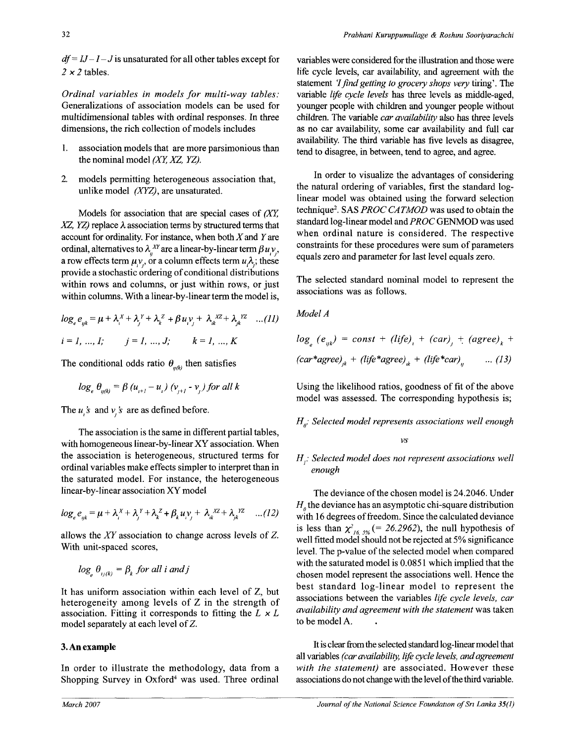$df = IJ - I - J$ is unsaturated for all other tables except for $2 \times 2$ tables.

*Ordinal variables in models for multi-way tables:* Generalizations of association models can be used for multidimensional tables with ordinal responses. In three dimensions, the rich collection of models includes

1. association models that are more parsimonious than the nominal model *(XY, XZ, YZ)*.
2. models permitting heterogeneous association that, unlike model *(XYZ)*, are unsaturated.

Models for association that are special cases of *(XY, XZ, YZ)* replace $\lambda$ association terms by structured terms that account for ordinality. For instance, when both $X$ and $Y$ are ordinal, alternatives to $\lambda_{ij}^{XY}$ are a linear-by-linear term $\beta u_i v_j$, a row effects term $\mu_i v_j$, or a column effects term $u_i \lambda_j$; these provide a stochastic ordering of conditional distributions within rows and columns, or just within rows, or just within columns. With a linear-by-linear term the model is,

$$log_e e_{ijk} = \mu + \lambda_i^X + \lambda_j^Y + \lambda_k^Z + \beta u_i v_j + \lambda_{ik}^{XZ} + \lambda_{jk}^{YZ} \quad ...(11)$$

$i = 1, ..., I; \quad j = 1, ..., J; \quad k = 1, ..., K$

The conditional odds ratio $\theta_{ij(k)}$ then satisfies

$$log_e \theta_{ij(k)} = \beta (u_{i+1} - u_i)(v_{j+1} - v_j) \text{ for all } k$$

The $u_i$'s and $v_j$'s are as defined before.

The association is the same in different partial tables, with homogeneous linear-by-linear XY association. When the association is heterogeneous, structured terms for ordinal variables make effects simpler to interpret than in the saturated model. For instance, the heterogeneous linear-by-linear association XY model

$$log_e e_{ijk} = \mu + \lambda_i^X + \lambda_j^Y + \lambda_k^Z + \beta_k u_i v_j + \lambda_{ik}^{XZ} + \lambda_{jk}^{YZ} \quad ...(12)$$

allows the *XY* association to change across levels of *Z*. With unit-spaced scores,

$$log_e \theta_{ij(k)} = \beta_k \text{ for all } i \text{ and } j$$

It has uniform association within each level of Z, but heterogeneity among levels of Z in the strength of association. Fitting it corresponds to fitting the $L \times L$ model separately at each level of Z.

## 3. An example

In order to illustrate the methodology, data from a Shopping Survey in Oxford[4] was used. Three ordinal variables were considered for the illustration and those were life cycle levels, car availability, and agreement with the statement *'I find getting to grocery shops very tiring'*. The variable *life cycle levels* has three levels as middle-aged, younger people with children and younger people without children. The variable *car availability* also has three levels as no car availability, some car availability and full car availability. The third variable has five levels as disagree, tend to disagree, in between, tend to agree, and agree.

In order to visualize the advantages of considering the natural ordering of variables, first the standard log-linear model was obtained using the forward selection technique[2]. SAS *PROC CATMOD* was used to obtain the standard log-linear model and *PROC* GENMOD was used when ordinal nature is considered. The respective constraints for these procedures were sum of parameters equals zero and parameter for last level equals zero.

The selected standard nominal model to represent the associations was as follows.

*Model A*

$$log_e (e_{ijk}) = const + (life)_i + (car)_j + (agree)_k + (car{*}agree)_{jk} + (life{*}agree)_{ik} + (life{*}car)_{ij} \quad ... (13)$$

Using the likelihood ratios, goodness of fit of the above model was assessed. The corresponding hypothesis is;

$H_0$: *Selected model represents associations well enough*

*vs*

$H_1$: *Selected model does not represent associations well enough*

The deviance of the chosen model is 24.2046. Under $H_0$ the deviance has an asymptotic chi-square distribution with 16 degrees of freedom. Since the calculated deviance is less than $\chi^2_{16,\,5\%}$ (= 26.2962), the null hypothesis of well fitted model should not be rejected at 5% significance level. The p-value of the selected model when compared with the saturated model is 0.0851 which implied that the chosen model represent the associations well. Hence the best standard log-linear model to represent the associations between the variables *life cycle levels, car availability and agreement with the statement* was taken to be model A.

It is clear from the selected standard log-linear model that all variables *(car availability, life cycle levels, and agreement with the statement)* are associated. However these associations do not change with the level of the third variable.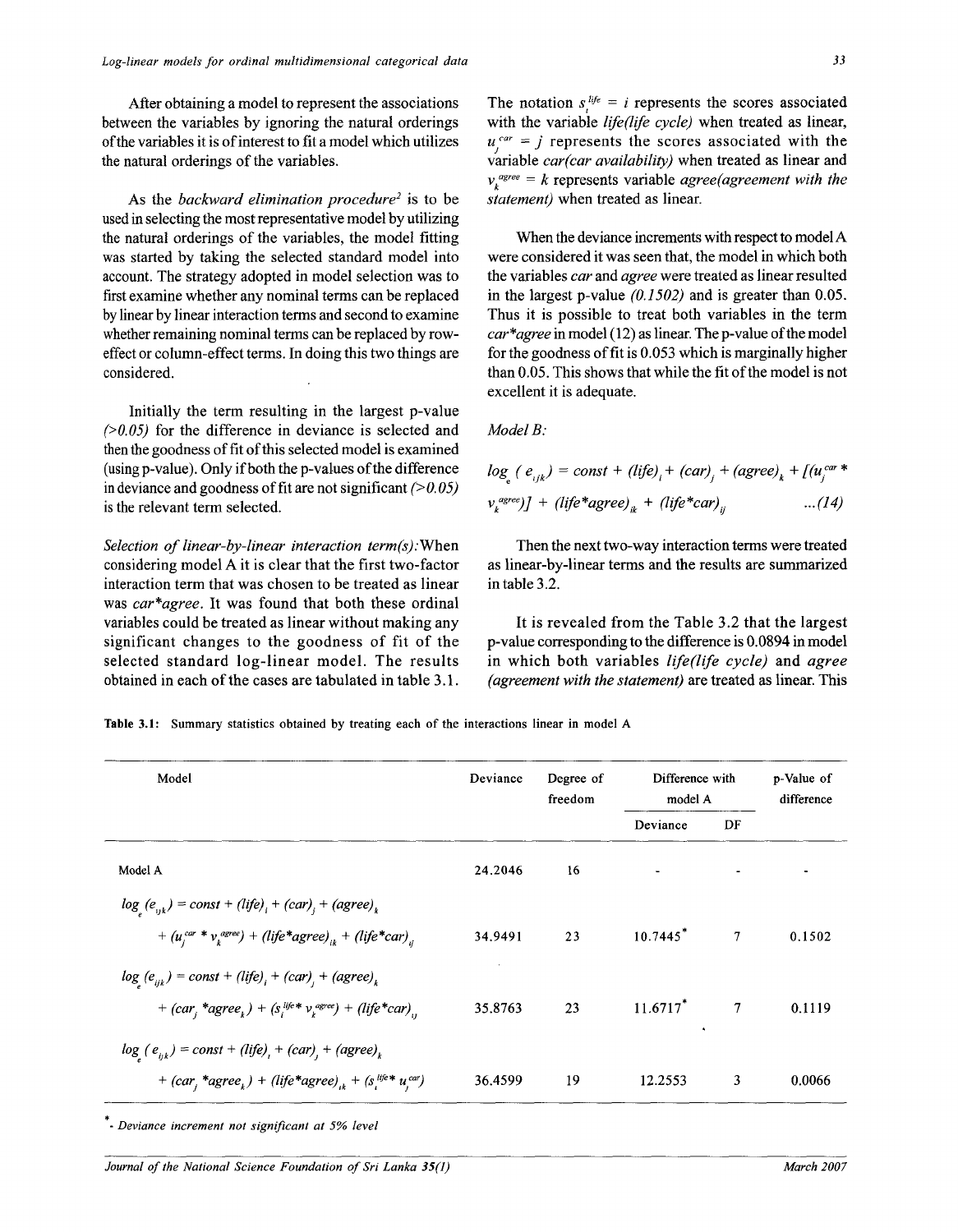After obtaining a model to represent the associations between the variables by ignoring the natural orderings of the variables it is of interest to fit a model which utilizes the natural orderings of the variables.

As the *backward elimination procedure*[2] is to be used in selecting the most representative model by utilizing the natural orderings of the variables, the model fitting was started by taking the selected standard model into account. The strategy adopted in model selection was to first examine whether any nominal terms can be replaced by linear by linear interaction terms and second to examine whether remaining nominal terms can be replaced by row-effect or column-effect terms. In doing this two things are considered.

Initially the term resulting in the largest p-value $(>0.05)$ for the difference in deviance is selected and then the goodness of fit of this selected model is examined (using p-value). Only if both the p-values of the difference in deviance and goodness of fit are not significant $(>0.05)$ is the relevant term selected.

*Selection of linear-by-linear interaction term(s):* When considering model A it is clear that the first two-factor interaction term that was chosen to be treated as linear was *car\*agree*. It was found that both these ordinal variables could be treated as linear without making any significant changes to the goodness of fit of the selected standard log-linear model. The results obtained in each of the cases are tabulated in table 3.1.

The notation $s_i^{life} = i$ represents the scores associated with the variable *life(life cycle)* when treated as linear, $u_j^{car} = j$ represents the scores associated with the variable *car(car availability)* when treated as linear and $v_k^{agree} = k$ represents variable *agree(agreement with the statement)* when treated as linear.

When the deviance increments with respect to model A were considered it was seen that, the model in which both the variables *car* and *agree* were treated as linear resulted in the largest p-value *(0.1502)* and is greater than 0.05. Thus it is possible to treat both variables in the term *car\*agree* in model (12) as linear. The p-value of the model for the goodness of fit is 0.053 which is marginally higher than 0.05. This shows that while the fit of the model is not excellent it is adequate.

*Model B:*

$$\log_e(e_{ijk}) = const + (life)_i + (car)_j + (agree)_k + [(u_j^{car} * v_k^{agree})] + (life*agree)_{ik} + (life*car)_{ij} \quad \text{...(14)}$$

Then the next two-way interaction terms were treated as linear-by-linear terms and the results are summarized in table 3.2.

It is revealed from the Table 3.2 that the largest p-value corresponding to the difference is 0.0894 in model in which both variables *life(life cycle)* and *agree (agreement with the statement)* are treated as linear. This

**Table 3.1:** Summary statistics obtained by treating each of the interactions linear in model A

| Model | Deviance | Degree of freedom | Difference with model A | | p-Value of difference |
|---|---|---|---|---|---|
| | | | Deviance | DF | |
| Model A | 24.2046 | 16 | - | - | - |
| $\log_e(e_{ijk}) = const + (life)_i + (car)_j + (agree)_k + (u_j^{car} * v_k^{agree}) + (life*agree)_{ik} + (life*car)_{ij}$ | 34.9491 | 23 | 10.7445* | 7 | 0.1502 |
| $\log_e(e_{ijk}) = const + (life)_i + (car)_j + (agree)_k + (car_j * agree_k) + (s_i^{life} * v_k^{agree}) + (life*car)_{ij}$ | 35.8763 | 23 | 11.6717* | 7 | 0.1119 |
| $\log_e(e_{ijk}) = const + (life)_i + (car)_j + (agree)_k + (car_j * agree_k) + (life*agree)_{ik} + (s_i^{life} * u_j^{car})$ | 36.4599 | 19 | 12.2553 | 3 | 0.0066 |

*\* - Deviance increment not significant at 5% level*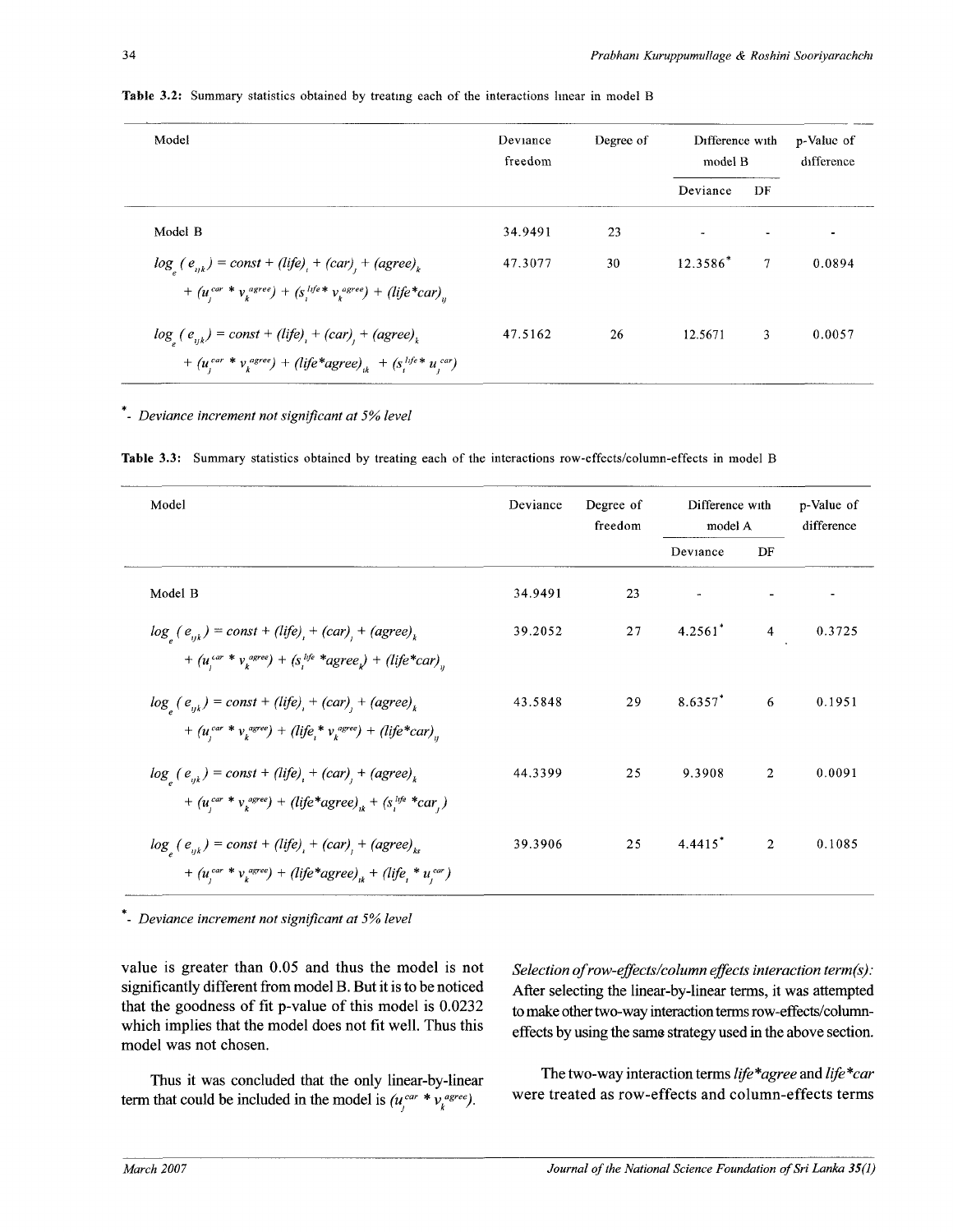**Table 3.2:** Summary statistics obtained by treating each of the interactions linear in model B

| Model | Deviance | Degree of freedom | Difference with model B | | p-Value of difference |
|---|---|---|---|---|---|
| | | | Deviance | DF | |
| Model B | 34.9491 | 23 | - | - | - |
| $\log_e(e_{ijk}) = const + (life)_i + (car)_j + (agree)_k + (u_j^{car} * v_k^{agree}) + (s_i^{life} * v_k^{agree}) + (life*car)_{ij}$ | 47.3077 | 30 | 12.3586* | 7 | 0.0894 |
| $\log_e(e_{ijk}) = const + (life)_i + (car)_j + (agree)_k + (u_j^{car} * v_k^{agree}) + (life*agree)_{ik} + (s_i^{life} * u_j^{car})$ | 47.5162 | 26 | 12.5671 | 3 | 0.0057 |

*- *Deviance increment not significant at 5% level*

**Table 3.3:** Summary statistics obtained by treating each of the interactions row-effects/column-effects in model B

| Model | Deviance | Degree of freedom | Difference with model A | | p-Value of difference |
|---|---|---|---|---|---|
| | | | Deviance | DF | |
| Model B | 34.9491 | 23 | - | - | - |
| $\log_e(e_{ijk}) = const + (life)_i + (car)_j + (agree)_k + (u_j^{car} * v_k^{agree}) + (s_i^{life} * agree_k) + (life*car)_{ij}$ | 39.2052 | 27 | 4.2561* | 4 | 0.3725 |
| $\log_e(e_{ijk}) = const + (life)_i + (car)_j + (agree)_k + (u_j^{car} * v_k^{agree}) + (life_i * v_k^{agree}) + (life*car)_{ij}$ | 43.5848 | 29 | 8.6357* | 6 | 0.1951 |
| $\log_e(e_{ijk}) = const + (life)_i + (car)_j + (agree)_k + (u_j^{car} * v_k^{agree}) + (life*agree)_{ik} + (s_i^{life} * car_j)$ | 44.3399 | 25 | 9.3908 | 2 | 0.0091 |
| $\log_e(e_{ijk}) = const + (life)_i + (car)_j + (agree)_{ks} + (u_j^{car} * v_k^{agree}) + (life*agree)_{ik} + (life_i * u_j^{car})$ | 39.3906 | 25 | 4.4415* | 2 | 0.1085 |

*- *Deviance increment not significant at 5% level*

value is greater than 0.05 and thus the model is not significantly different from model B. But it is to be noticed that the goodness of fit p-value of this model is 0.0232 which implies that the model does not fit well. Thus this model was not chosen.

Thus it was concluded that the only linear-by-linear term that could be included in the model is $(u_j^{car} * v_k^{agree})$.

*Selection of row-effects/column effects interaction term(s):* After selecting the linear-by-linear terms, it was attempted to make other two-way interaction terms row-effects/column-effects by using the same strategy used in the above section.

The two-way interaction terms *life\*agree* and *life\*car* were treated as row-effects and column-effects terms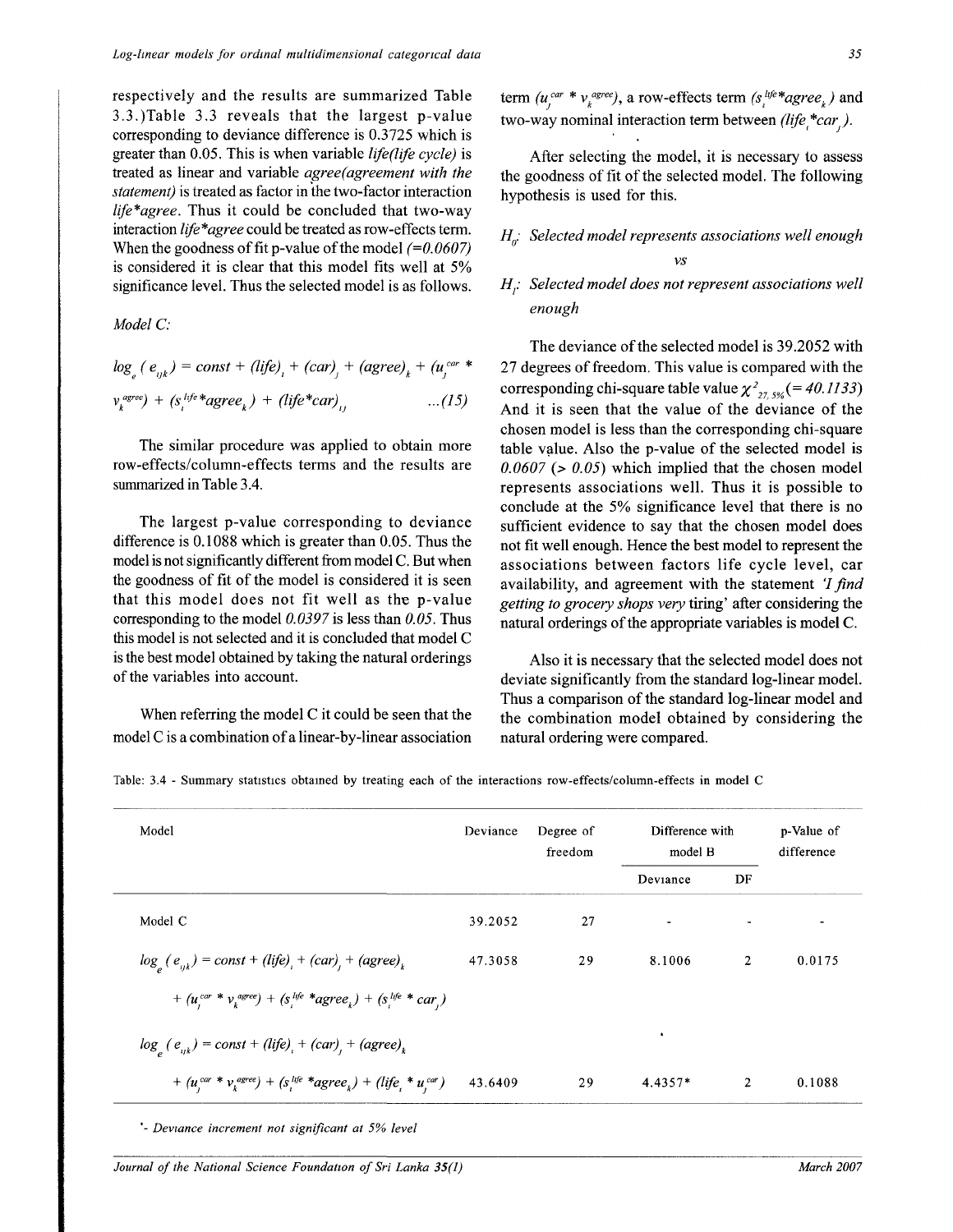respectively and the results are summarized Table 3.3.)Table 3.3 reveals that the largest p-value corresponding to deviance difference is 0.3725 which is greater than 0.05. This is when variable *life(life cycle)* is treated as linear and variable *agree(agreement with the statement)* is treated as factor in the two-factor interaction *life*agree*. Thus it could be concluded that two-way interaction *life*agree* could be treated as row-effects term. When the goodness of fit p-value of the model *(=0.0607)* is considered it is clear that this model fits well at 5% significance level. Thus the selected model is as follows.

*Model C:*

$$\log_e(e_{ijk}) = const + (life)_i + (car)_j + (agree)_k + (u_j^{car} * v_k^{agree}) + (s_i^{life} * agree_k) + (life * car)_{ij} \qquad ...(15)$$

The similar procedure was applied to obtain more row-effects/column-effects terms and the results are summarized in Table 3.4.

The largest p-value corresponding to deviance difference is 0.1088 which is greater than 0.05. Thus the model is not significantly different from model C. But when the goodness of fit of the model is considered it is seen that this model does not fit well as the p-value corresponding to the model *0.0397* is less than *0.05*. Thus this model is not selected and it is concluded that model C is the best model obtained by taking the natural orderings of the variables into account.

When referring the model C it could be seen that the model C is a combination of a linear-by-linear association term $(u_j^{car} * v_k^{agree})$, a row-effects term $(s_i^{life} * agree_k)$ and two-way nominal interaction term between $(life_i * car_j)$.

After selecting the model, it is necessary to assess the goodness of fit of the selected model. The following hypothesis is used for this.

$H_0$: *Selected model represents associations well enough*

*vs*

$H_1$: *Selected model does not represent associations well enough*

The deviance of the selected model is 39.2052 with 27 degrees of freedom. This value is compared with the corresponding chi-square table value $\chi^2_{27,\,5\%} (= 40.1133)$ And it is seen that the value of the deviance of the chosen model is less than the corresponding chi-square table value. Also the p-value of the selected model is *0.0607 (> 0.05)* which implied that the chosen model represents associations well. Thus it is possible to conclude at the 5% significance level that there is no sufficient evidence to say that the chosen model does not fit well enough. Hence the best model to represent the associations between factors life cycle level, car availability, and agreement with the statement *'I find getting to grocery shops very* tiring' after considering the natural orderings of the appropriate variables is model C.

Also it is necessary that the selected model does not deviate significantly from the standard log-linear model. Thus a comparison of the standard log-linear model and the combination model obtained by considering the natural ordering were compared.

Table: 3.4 - Summary statistics obtained by treating each of the interactions row-effects/column-effects in model C

| Model | Deviance | Degree of freedom | Difference with model B | | p-Value of difference |
|---|---|---|---|---|---|
| | | | Deviance | DF | |
| Model C | 39.2052 | 27 | - | - | - |
| $\log_e(e_{ijk}) = const + (life)_i + (car)_j + (agree)_k + (u_j^{car} * v_k^{agree}) + (s_i^{life} * agree_k) + (s_i^{life} * car_j)$ | 47.3058 | 29 | 8.1006 | 2 | 0.0175 |
| $\log_e(e_{ijk}) = const + (life)_i + (car)_j + (agree)_k + (u_j^{car} * v_k^{agree}) + (s_i^{life} * agree_k) + (life_i * u_j^{car})$ | 43.6409 | 29 | 4.4357* | 2 | 0.1088 |

*- *Deviance increment not significant at 5% level*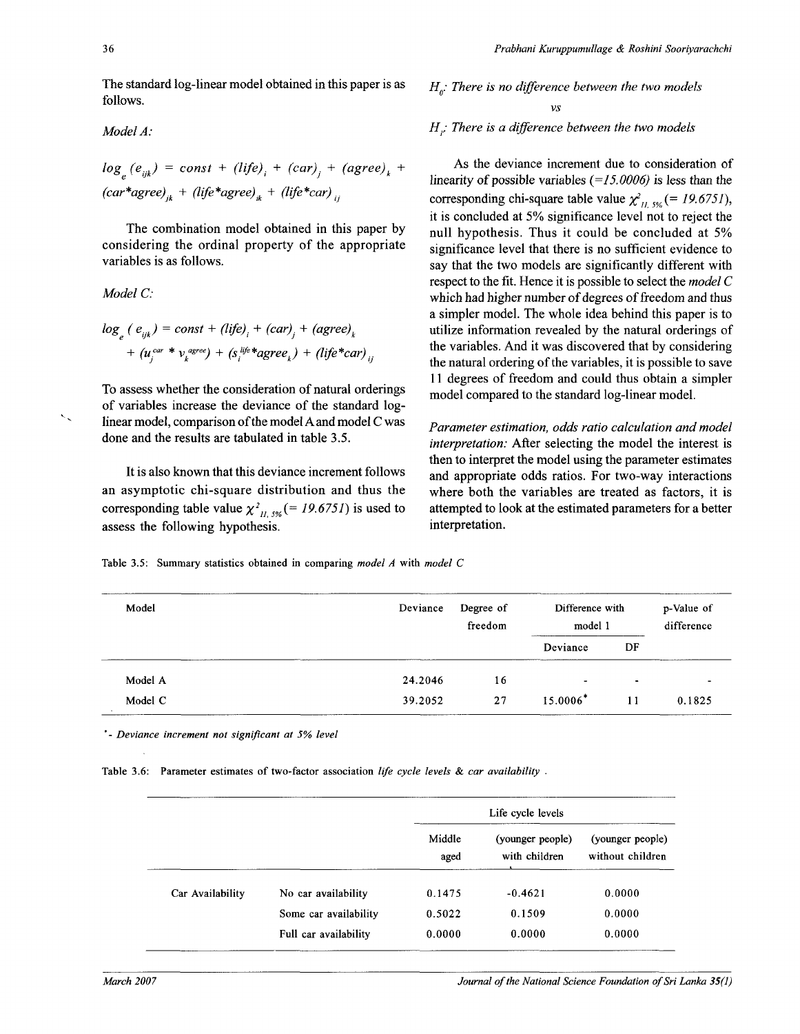The standard log-linear model obtained in this paper is as follows.

*Model A:*

$$log_e(e_{ijk}) = const + (life)_i + (car)_j + (agree)_k + (car*agree)_{jk} + (life*agree)_{ik} + (life*car)_{ij}$$

The combination model obtained in this paper by considering the ordinal property of the appropriate variables is as follows.

*Model C:*

$$log_e(e_{ijk}) = const + (life)_i + (car)_j + (agree)_k + (u_j^{car} * v_k^{agree}) + (s_i^{life} * agree_k) + (life*car)_{ij}$$

To assess whether the consideration of natural orderings of variables increase the deviance of the standard log-linear model, comparison of the model A and model C was done and the results are tabulated in table 3.5.

It is also known that this deviance increment follows an asymptotic chi-square distribution and thus the corresponding table value $\chi^2_{11,5\%}$ (= 19.6751) is used to assess the following hypothesis.

$H_0$: *There is no difference between the two models*

*vs*

$H_1$: *There is a difference between the two models*

As the deviance increment due to consideration of linearity of possible variables (=15.0006) is less than the corresponding chi-square table value $\chi^2_{11,5\%}$ (= 19.6751), it is concluded at 5% significance level not to reject the null hypothesis. Thus it could be concluded at 5% significance level that there is no sufficient evidence to say that the two models are significantly different with respect to the fit. Hence it is possible to select the *model C* which had higher number of degrees of freedom and thus a simpler model. The whole idea behind this paper is to utilize information revealed by the natural orderings of the variables. And it was discovered that by considering the natural ordering of the variables, it is possible to save 11 degrees of freedom and could thus obtain a simpler model compared to the standard log-linear model.

*Parameter estimation, odds ratio calculation and model interpretation:* After selecting the model the interest is then to interpret the model using the parameter estimates and appropriate odds ratios. For two-way interactions where both the variables are treated as factors, it is attempted to look at the estimated parameters for a better interpretation.

Table 3.5: Summary statistics obtained in comparing *model A* with *model C*

| Model | Deviance | Degree of freedom | Difference with model 1 | | p-Value of difference |
|---|---|---|---|---|---|
| | | | Deviance | DF | |
| Model A | 24.2046 | 16 | - | - | - |
| Model C | 39.2052 | 27 | 15.0006* | 11 | 0.1825 |

*\* - Deviance increment not significant at 5% level*

Table 3.6: Parameter estimates of two-factor association *life cycle levels & car availability* .

| | | Life cycle levels | | |
|---|---|---|---|---|
| | | Middle aged | (younger people) with children | (younger people) without children |
| Car Availability | No car availability | 0.1475 | -0.4621 | 0.0000 |
| | Some car availability | 0.5022 | 0.1509 | 0.0000 |
| | Full car availability | 0.0000 | 0.0000 | 0.0000 |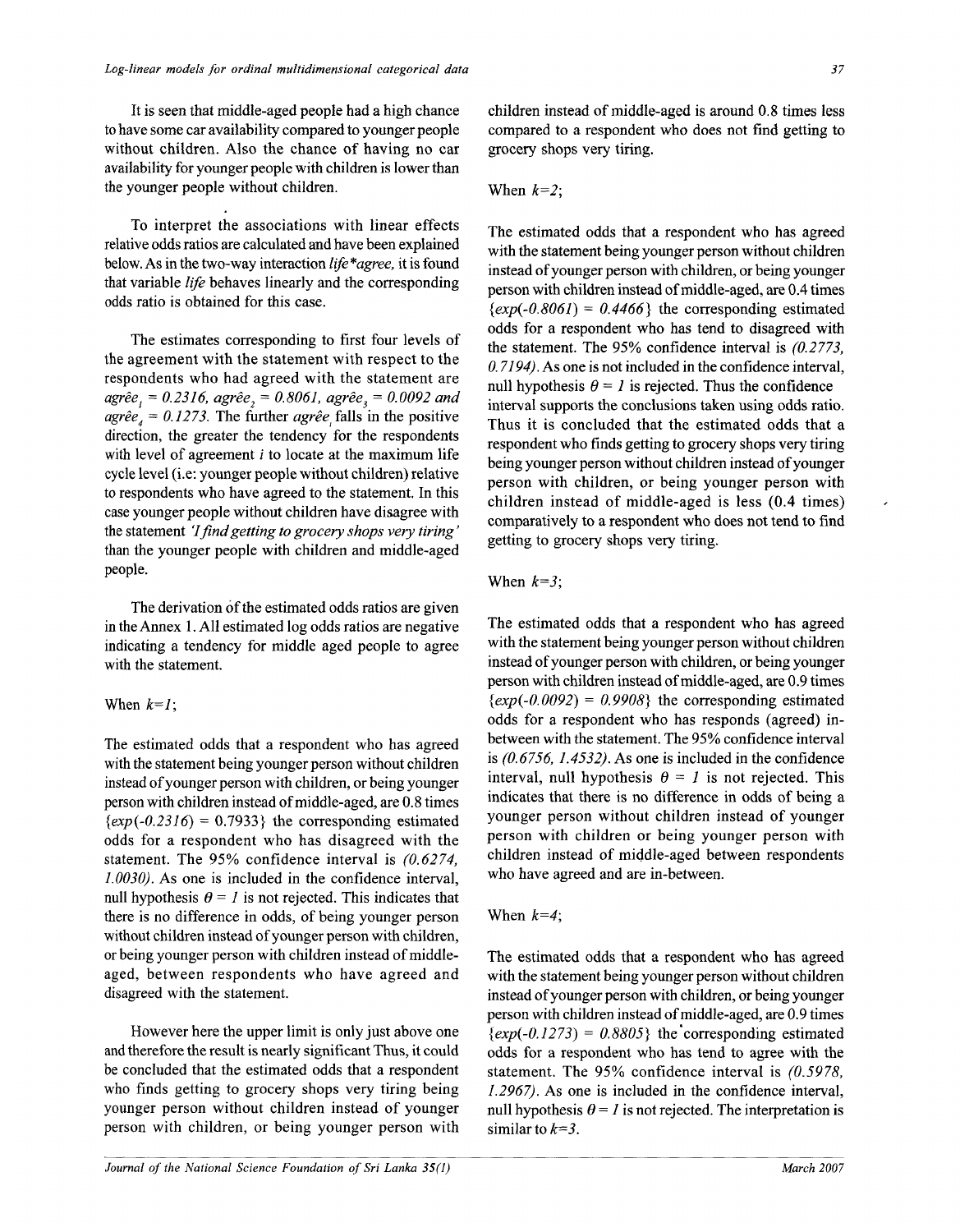It is seen that middle-aged people had a high chance to have some car availability compared to younger people without children. Also the chance of having no car availability for younger people with children is lower than the younger people without children.

To interpret the associations with linear effects relative odds ratios are calculated and have been explained below. As in the two-way interaction *life\*agree*, it is found that variable *life* behaves linearly and the corresponding odds ratio is obtained for this case.

The estimates corresponding to first four levels of the agreement with the statement with respect to the respondents who had agreed with the statement are $\hat{agree}_1 = 0.2316$, $\hat{agree}_2 = 0.8061$, $\hat{agree}_3 = 0.0092$ and $\hat{agree}_4 = 0.1273$. The further $\hat{agree}_i$ falls in the positive direction, the greater the tendency for the respondents with level of agreement $i$ to locate at the maximum life cycle level (i.e: younger people without children) relative to respondents who have agreed to the statement. In this case younger people without children have disagree with the statement *'I find getting to grocery shops very tiring'* than the younger people with children and middle-aged people.

The derivation of the estimated odds ratios are given in the Annex 1. All estimated log odds ratios are negative indicating a tendency for middle aged people to agree with the statement.

When $k=1$;

The estimated odds that a respondent who has agreed with the statement being younger person without children instead of younger person with children, or being younger person with children instead of middle-aged, are 0.8 times $\{exp(-0.2316) = 0.7933\}$ the corresponding estimated odds for a respondent who has disagreed with the statement. The 95% confidence interval is $(0.6274, 1.0030)$. As one is included in the confidence interval, null hypothesis $\theta = 1$ is not rejected. This indicates that there is no difference in odds, of being younger person without children instead of younger person with children, or being younger person with children instead of middle-aged, between respondents who have agreed and disagreed with the statement.

However here the upper limit is only just above one and therefore the result is nearly significant Thus, it could be concluded that the estimated odds that a respondent who finds getting to grocery shops very tiring being younger person without children instead of younger person with children, or being younger person with children instead of middle-aged is around 0.8 times less compared to a respondent who does not find getting to grocery shops very tiring.

When $k=2$;

The estimated odds that a respondent who has agreed with the statement being younger person without children instead of younger person with children, or being younger person with children instead of middle-aged, are 0.4 times $\{exp(-0.8061) = 0.4466\}$ the corresponding estimated odds for a respondent who has tend to disagreed with the statement. The 95% confidence interval is $(0.2773, 0.7194)$. As one is not included in the confidence interval, null hypothesis $\theta = 1$ is rejected. Thus the confidence interval supports the conclusions taken using odds ratio. Thus it is concluded that the estimated odds that a respondent who finds getting to grocery shops very tiring being younger person without children instead of younger person with children, or being younger person with children instead of middle-aged is less (0.4 times) comparatively to a respondent who does not tend to find getting to grocery shops very tiring.

When $k=3$;

The estimated odds that a respondent who has agreed with the statement being younger person without children instead of younger person with children, or being younger person with children instead of middle-aged, are 0.9 times $\{exp(-0.0092) = 0.9908\}$ the corresponding estimated odds for a respondent who has responds (agreed) in-between with the statement. The 95% confidence interval is $(0.6756, 1.4532)$. As one is included in the confidence interval, null hypothesis $\theta = 1$ is not rejected. This indicates that there is no difference in odds of being a younger person without children instead of younger person with children or being younger person with children instead of middle-aged between respondents who have agreed and are in-between.

When $k=4$;

The estimated odds that a respondent who has agreed with the statement being younger person without children instead of younger person with children, or being younger person with children instead of middle-aged, are 0.9 times $\{exp(-0.1273) = 0.8805\}$ the corresponding estimated odds for a respondent who has tend to agree with the statement. The 95% confidence interval is $(0.5978, 1.2967)$. As one is included in the confidence interval, null hypothesis $\theta = 1$ is not rejected. The interpretation is similar to $k=3$.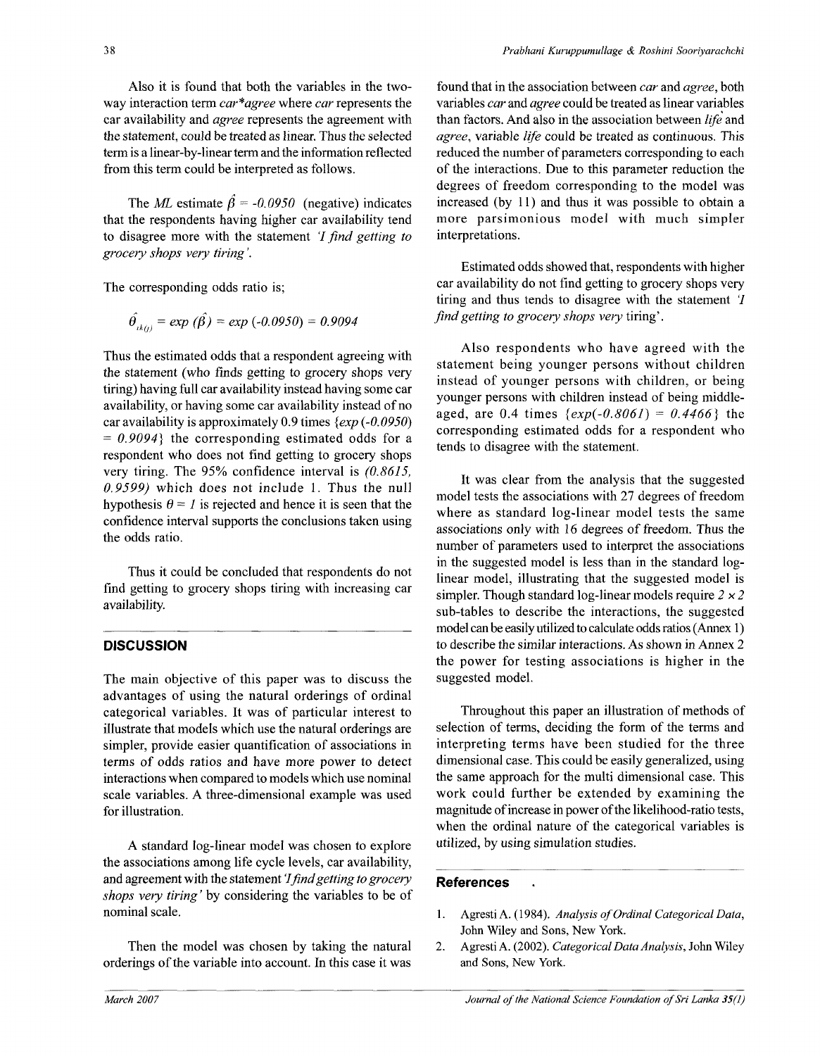Also it is found that both the variables in the two-way interaction term *car\*agree* where *car* represents the car availability and *agree* represents the agreement with the statement, could be treated as linear. Thus the selected term is a linear-by-linear term and the information reflected from this term could be interpreted as follows.

The *ML* estimate $\hat{\beta} = -0.0950$ (negative) indicates that the respondents having higher car availability tend to disagree more with the statement *'I find getting to grocery shops very tiring'*.

The corresponding odds ratio is;

$$\hat{\theta}_{ik(j)} = exp\ (\hat{\beta}) = exp\ (-0.0950) = 0.9094$$

Thus the estimated odds that a respondent agreeing with the statement (who finds getting to grocery shops very tiring) having full car availability instead having some car availability, or having some car availability instead of no car availability is approximately 0.9 times $\{exp\ (-0.0950) = 0.9094\}$ the corresponding estimated odds for a respondent who does not find getting to grocery shops very tiring. The 95% confidence interval is *(0.8615, 0.9599)* which does not include 1. Thus the null hypothesis $\theta = 1$ is rejected and hence it is seen that the confidence interval supports the conclusions taken using the odds ratio.

Thus it could be concluded that respondents do not find getting to grocery shops tiring with increasing car availability.

## DISCUSSION

The main objective of this paper was to discuss the advantages of using the natural orderings of ordinal categorical variables. It was of particular interest to illustrate that models which use the natural orderings are simpler, provide easier quantification of associations in terms of odds ratios and have more power to detect interactions when compared to models which use nominal scale variables. A three-dimensional example was used for illustration.

A standard log-linear model was chosen to explore the associations among life cycle levels, car availability, and agreement with the statement *'I find getting to grocery shops very tiring'* by considering the variables to be of nominal scale.

Then the model was chosen by taking the natural orderings of the variable into account. In this case it was found that in the association between *car* and *agree*, both variables *car* and *agree* could be treated as linear variables than factors. And also in the association between *life* and *agree*, variable *life* could be treated as continuous. This reduced the number of parameters corresponding to each of the interactions. Due to this parameter reduction the degrees of freedom corresponding to the model was increased (by 11) and thus it was possible to obtain a more parsimonious model with much simpler interpretations.

Estimated odds showed that, respondents with higher car availability do not find getting to grocery shops very tiring and thus tends to disagree with the statement *'I find getting to grocery shops very* tiring'.

Also respondents who have agreed with the statement being younger persons without children instead of younger persons with children, or being younger persons with children instead of being middle-aged, are 0.4 times $\{exp(-0.8061) = 0.4466\}$ the corresponding estimated odds for a respondent who tends to disagree with the statement.

It was clear from the analysis that the suggested model tests the associations with 27 degrees of freedom where as standard log-linear model tests the same associations only with 16 degrees of freedom. Thus the number of parameters used to interpret the associations in the suggested model is less than in the standard log-linear model, illustrating that the suggested model is simpler. Though standard log-linear models require $2 \times 2$ sub-tables to describe the interactions, the suggested model can be easily utilized to calculate odds ratios (Annex 1) to describe the similar interactions. As shown in Annex 2 the power for testing associations is higher in the suggested model.

Throughout this paper an illustration of methods of selection of terms, deciding the form of the terms and interpreting terms have been studied for the three dimensional case. This could be easily generalized, using the same approach for the multi dimensional case. This work could further be extended by examining the magnitude of increase in power of the likelihood-ratio tests, when the ordinal nature of the categorical variables is utilized, by using simulation studies.

## References

1. Agresti A. (1984). *Analysis of Ordinal Categorical Data*, John Wiley and Sons, New York.
2. Agresti A. (2002). *Categorical Data Analysis*, John Wiley and Sons, New York.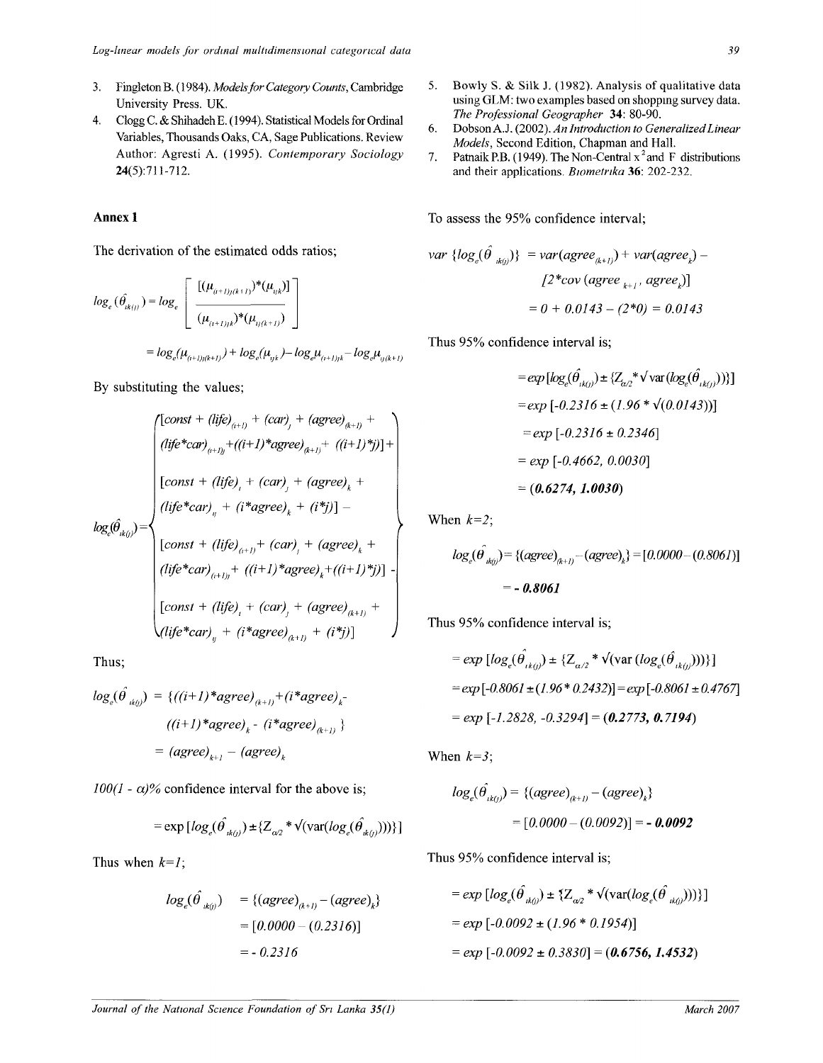3. Fingleton B. (1984). *Models for Category Counts*, Cambridge University Press. UK.
4. Clogg C. & Shihadeh E. (1994). Statistical Models for Ordinal Variables, Thousands Oaks, CA, Sage Publications. Review Author: Agresti A. (1995). *Contemporary Sociology* **24**(5):711-712.
5. Bowly S. & Silk J. (1982). Analysis of qualitative data using GLM: two examples based on shopping survey data. *The Professional Geographer* **34**: 80-90.
6. Dobson A.J. (2002). *An Introduction to Generalized Linear Models*, Second Edition, Chapman and Hall.
7. Patnaik P.B. (1949). The Non-Central $x^2$ and F distributions and their applications. *Biometrika* **36**: 202-232.

## Annex 1

The derivation of the estimated odds ratios;

$$log_e(\hat{\theta}_{ik(j)}) = log_e\left[\frac{[(\mu_{(i+1)j(k+1)})*(\mu_{ijk})]}{(\mu_{(i+1)jk})*(\mu_{ij(k+1)})}\right]$$

$$= log_e(\mu_{(i+1)j(k+1)}) + log_e(\mu_{ijk}) - log_e\mu_{(i+1)jk} - log_e\mu_{ij(k+1)}$$

By substituting the values;

$$log_e(\hat{\theta}_{ik(j)}) = \left\{\begin{array}{l} [const + (life)_{(i+1)} + (car)_j + (agree)_{(k+1)} + \\ (life*car)_{(i+1)j} + ((i+1)*agree)_{(k+1)} + ((i+1)*j)] + \\ [const + (life)_i + (car)_j + (agree)_k + \\ (life*car)_{ij} + (i*agree)_k + (i*j)] - \\ [const + (life)_{(i+1)} + (car)_j + (agree)_k + \\ (life*car)_{(i+1)j} + ((i+1)*agree)_k + ((i+1)*j)] - \\ [const + (life)_i + (car)_j + (agree)_{(k+1)} + \\ (life*car)_{ij} + (i*agree)_{(k+1)} + (i*j)] \end{array}\right\}$$

Thus;

$$log_e(\hat{\theta}_{ik(j)}) = \{((i+1)*agree)_{(k+1)} + (i*agree)_k - ((i+1)*agree)_k - (i*agree)_{(k+1)}\}$$

$$= (agree)_{k+1} - (agree)_k$$

*100(1 - α)%* confidence interval for the above is;

$$= \exp[log_e(\hat{\theta}_{ik(j)}) \pm \{Z_{\alpha/2} * \sqrt{(var(log_e(\hat{\theta}_{ik(j)})))}\}]$$

Thus when $k=1$;

$$log_e(\hat{\theta}_{ik(j)}) = \{(agree)_{(k+1)} - (agree)_k\}$$
$$= [0.0000 - (0.2316)]$$
$$= -0.2316$$

To assess the 95% confidence interval;

$$var\{log_e(\hat{\theta}_{ik(j)})\} = var(agree_{(k+1)}) + var(agree_k) - [2*cov(agree_{k+1}, agree_k)]$$
$$= 0 + 0.0143 - (2*0) = 0.0143$$

Thus 95% confidence interval is;

$$= exp[log_e(\hat{\theta}_{ik(j)}) \pm \{Z_{\alpha/2} * \sqrt{var(log_e(\hat{\theta}_{ik(j)}))}\}]$$
$$= exp[-0.2316 \pm (1.96 * \sqrt{(0.0143)})]$$
$$= exp[-0.2316 \pm 0.2346]$$
$$= exp[-0.4662, 0.0030]$$
$$= \mathbf{(0.6274, 1.0030)}$$

When $k=2$;

$$log_e(\hat{\theta}_{ik(j)}) = \{(agree)_{(k+1)} - (agree)_k\} = [0.0000 - (0.8061)]$$
$$= \mathbf{-0.8061}$$

Thus 95% confidence interval is;

$$= exp[log_e(\hat{\theta}_{ik(j)}) \pm \{Z_{\alpha/2} * \sqrt{(var(log_e(\hat{\theta}_{ik(j)})))}\}]$$
$$= exp[-0.8061 \pm (1.96 * 0.2432)] = exp[-0.8061 \pm 0.4767]$$
$$= exp[-1.2828, -0.3294] = \mathbf{(0.2773, 0.7194)}$$

When $k=3$;

$$log_e(\hat{\theta}_{ik(j)}) = \{(agree)_{(k+1)} - (agree)_k\}$$
$$= [0.0000 - (0.0092)] = \mathbf{-0.0092}$$

Thus 95% confidence interval is;

$$= exp[log_e(\hat{\theta}_{ik(j)}) \pm \{Z_{\alpha/2} * \sqrt{(var(log_e(\hat{\theta}_{ik(j)})))}\}]$$
$$= exp[-0.0092 \pm (1.96 * 0.1954)]$$
$$= exp[-0.0092 \pm 0.3830] = \mathbf{(0.6756, 1.4532)}$$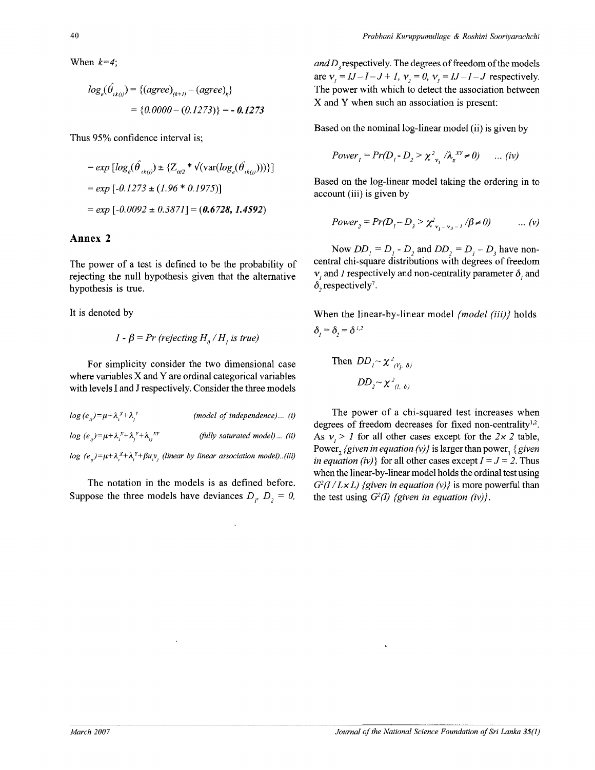When $k=4$;

$$log_e(\hat{\theta}_{ik(j)}) = \{(agree)_{(k+1)} - (agree)_k\}$$

$$= \{0.0000 - (0.1273)\} = \mathbf{-0.1273}$$

Thus 95% confidence interval is;

$$= exp\,[log_e(\hat{\theta}_{ik(j)}) \pm \{Z_{\alpha/2} * \sqrt{(var(log_e(\hat{\theta}_{ik(j)})))}\}]$$

$$= exp\,[-0.1273 \pm (1.96 * 0.1975)]$$

$$= exp\,[-0.0092 \pm 0.3871] = \mathbf{(0.6728, 1.4592)}$$

## Annex 2

The power of a test is defined to be the probability of rejecting the null hypothesis given that the alternative hypothesis is true.

It is denoted by

$$1 - \beta = Pr\ (rejecting\ H_0 / H_1\ is\ true)$$

For simplicity consider the two dimensional case where variables X and Y are ordinal categorical variables with levels I and J respectively. Consider the three models

$$log\,(e_{ij}) = \mu + \lambda_i^X + \lambda_j^Y \qquad (model\ of\ independence) \ldots (i)$$

$$log\,(e_{ij}) = \mu + \lambda_i^X + \lambda_j^Y + \lambda_{ij}^{XY} \qquad (fully\ saturated\ model) \ldots (ii)$$

$$log\,(e_{ij}) = \mu + \lambda_i^X + \lambda_j^Y + \beta u_i v_j \quad (linear\ by\ linear\ association\ model) \ldots (iii)$$

The notation in the models is as defined before. Suppose the three models have deviances $D_1$, $D_2 = 0$, *and* $D_3$ respectively. The degrees of freedom of the models are $v_1 = IJ - I - J + 1$, $v_2 = 0$, $v_3 = IJ - I - J$ respectively. The power with which to detect the association between X and Y when such an association is present:

Based on the nominal log-linear model (ii) is given by

$$Power_1 = Pr(D_1 - D_2 > \chi^2_{v_1} / \lambda_{ij}^{XY} \neq 0) \qquad \ldots (iv)$$

Based on the log-linear model taking the ordering in to account (iii) is given by

$$Power_2 = Pr(D_1 - D_3 > \chi^2_{v_1 - v_3 = 1} / \beta \neq 0) \qquad \ldots (v)$$

Now $DD_1 = D_1 - D_2$ and $DD_2 = D_1 - D_3$ have non-central chi-square distributions with degrees of freedom $v_1$ and $1$ respectively and non-centrality parameter $\delta_1$ and $\delta_2$ respectively[7].

When the linear-by-linear model *{model (iii)}* holds $\delta_1 = \delta_2 = \delta$ [1,2]

Then $DD_1 \sim \chi^2_{(v_1,\ \delta)}$

$DD_2 \sim \chi^2_{(1,\ \delta)}$

The power of a chi-squared test increases when degrees of freedom decreases for fixed non-centrality[1,2]. As $v_1 > 1$ for all other cases except for the $2 \times 2$ table, $Power_2$ *{given in equation (v)}* is larger than $power_1$ *{given in equation (iv)}* for all other cases except $I = J = 2$. Thus when the linear-by-linear model holds the ordinal test using $G^2(I / L \times L)$ *{given in equation (v)}* is more powerful than the test using $G^2(I)$ *{given in equation (iv)}*.